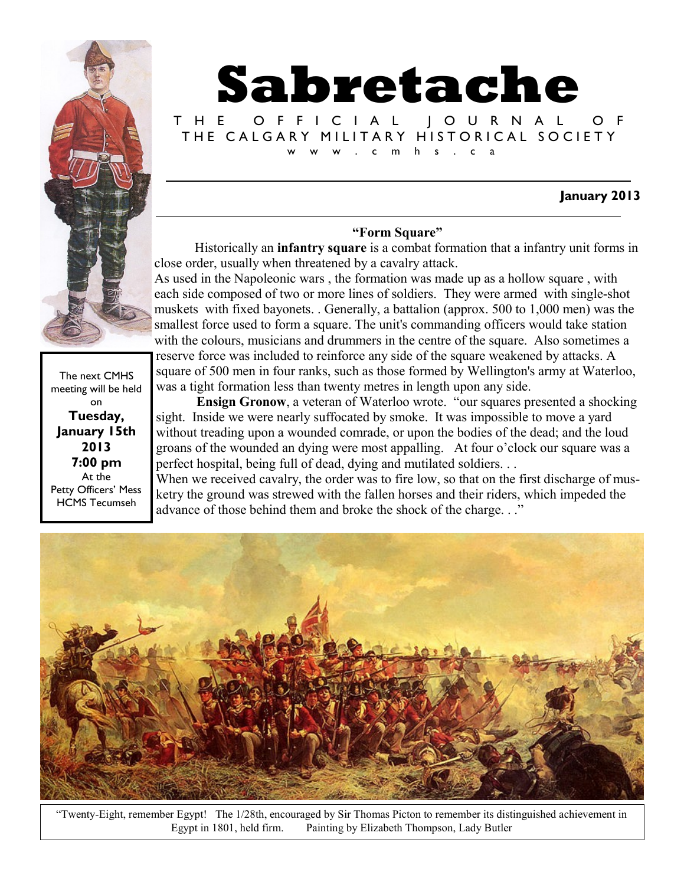# Sabretache

THE OFFICIAL JOURNAL OF THE CALGARY MILITARY HISTORICAL SOCIETY

www.cmhs.ca

**January 2013**

The next CMHS meeting will be held on

**Tuesday, January 15th 2013**
**7:00 pm**

At the Petty Officers' Mess HCMS Tecumseh

## "Form Square"

Historically an **infantry square** is a combat formation that a infantry unit forms in close order, usually when threatened by a cavalry attack.

As used in the Napoleonic wars , the formation was made up as a hollow square , with each side composed of two or more lines of soldiers. They were armed with single-shot muskets with fixed bayonets. . Generally, a battalion (approx. 500 to 1,000 men) was the smallest force used to form a square. The unit's commanding officers would take station with the colours, musicians and drummers in the centre of the square. Also sometimes a reserve force was included to reinforce any side of the square weakened by attacks. A square of 500 men in four ranks, such as those formed by Wellington's army at Waterloo, was a tight formation less than twenty metres in length upon any side.

**Ensign Gronow**, a veteran of Waterloo wrote. "our squares presented a shocking sight. Inside we were nearly suffocated by smoke. It was impossible to move a yard without treading upon a wounded comrade, or upon the bodies of the dead; and the loud groans of the wounded an dying were most appalling. At four o'clock our square was a perfect hospital, being full of dead, dying and mutilated soldiers. . .

When we received cavalry, the order was to fire low, so that on the first discharge of musketry the ground was strewed with the fallen horses and their riders, which impeded the advance of those behind them and broke the shock of the charge. . ."

"Twenty-Eight, remember Egypt! The 1/28th, encouraged by Sir Thomas Picton to remember its distinguished achievement in Egypt in 1801, held firm. Painting by Elizabeth Thompson, Lady Butler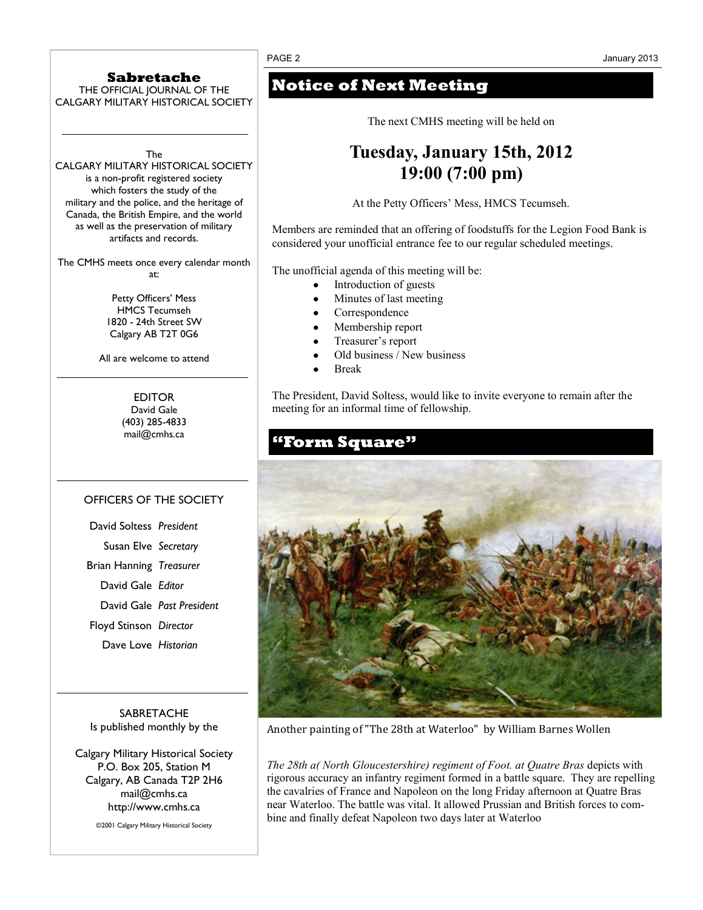**Sabretache**
THE OFFICIAL JOURNAL OF THE CALGARY MILITARY HISTORICAL SOCIETY

---

The CALGARY MILITARY HISTORICAL SOCIETY is a non-profit registered society which fosters the study of the military and the police, and the heritage of Canada, the British Empire, and the world as well as the preservation of military artifacts and records.

The CMHS meets once every calendar month at:

Petty Officers' Mess
HMCS Tecumseh
1820 - 24th Street SW
Calgary AB T2T 0G6

All are welcome to attend

---

EDITOR
David Gale
(403) 285-4833
mail@cmhs.ca

---

OFFICERS OF THE SOCIETY

David Soltess *President*
Susan Elve *Secretary*
Brian Hanning *Treasurer*
David Gale *Editor*
David Gale *Past President*
Floyd Stinson *Director*
Dave Love *Historian*

---

SABRETACHE
Is published monthly by the

Calgary Military Historical Society
P.O. Box 205, Station M
Calgary, AB Canada T2P 2H6
mail@cmhs.ca
http://www.cmhs.ca

©2001 Calgary Military Historical Society

# Notice of Next Meeting

The next CMHS meeting will be held on

## Tuesday, January 15th, 2012
## 19:00 (7:00 pm)

At the Petty Officers' Mess, HMCS Tecumseh.

Members are reminded that an offering of foodstuffs for the Legion Food Bank is considered your unofficial entrance fee to our regular scheduled meetings.

The unofficial agenda of this meeting will be:

- Introduction of guests
- Minutes of last meeting
- Correspondence
- Membership report
- Treasurer's report
- Old business / New business
- Break

The President, David Soltess, would like to invite everyone to remain after the meeting for an informal time of fellowship.

# "Form Square"

Another painting of "The 28th at Waterloo" by William Barnes Wollen

*The 28th a( North Gloucestershire) regiment of Foot. at Quatre Bras* depicts with rigorous accuracy an infantry regiment formed in a battle square. They are repelling the cavalries of France and Napoleon on the long Friday afternoon at Quatre Bras near Waterloo. The battle was vital. It allowed Prussian and British forces to combine and finally defeat Napoleon two days later at Waterloo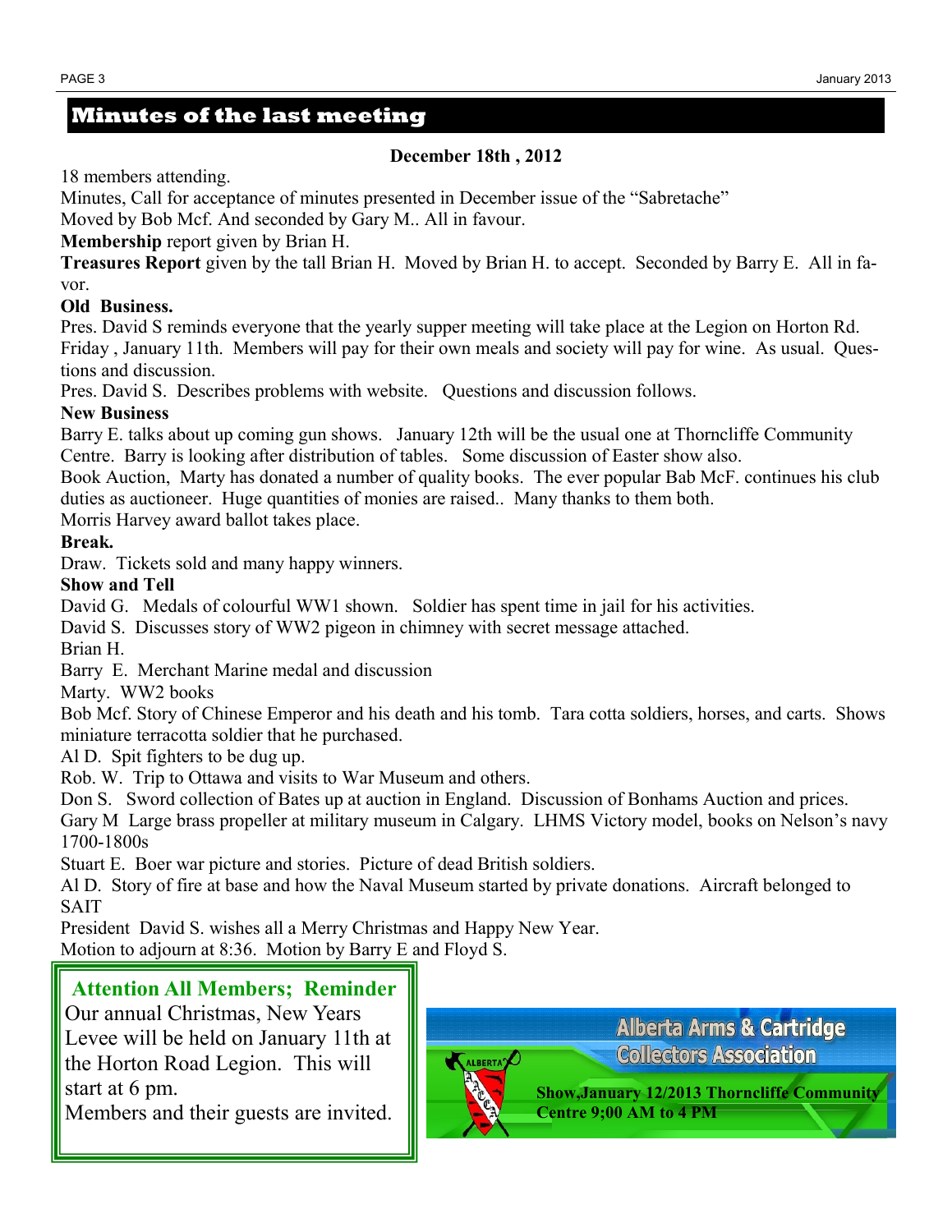## Minutes of the last meeting

**December 18th , 2012**

18 members attending.

Minutes, Call for acceptance of minutes presented in December issue of the "Sabretache"

Moved by Bob Mcf. And seconded by Gary M.. All in favour.

**Membership** report given by Brian H.

**Treasures Report** given by the tall Brian H. Moved by Brian H. to accept. Seconded by Barry E. All in favor.

**Old Business.**

Pres. David S reminds everyone that the yearly supper meeting will take place at the Legion on Horton Rd. Friday , January 11th. Members will pay for their own meals and society will pay for wine. As usual. Questions and discussion.

Pres. David S. Describes problems with website. Questions and discussion follows.

**New Business**

Barry E. talks about up coming gun shows. January 12th will be the usual one at Thorncliffe Community Centre. Barry is looking after distribution of tables. Some discussion of Easter show also.

Book Auction, Marty has donated a number of quality books. The ever popular Bab McF. continues his club duties as auctioneer. Huge quantities of monies are raised.. Many thanks to them both.

Morris Harvey award ballot takes place.

**Break.**

Draw. Tickets sold and many happy winners.

**Show and Tell**

David G. Medals of colourful WW1 shown. Soldier has spent time in jail for his activities.

David S. Discusses story of WW2 pigeon in chimney with secret message attached.

Brian H.

Barry E. Merchant Marine medal and discussion

Marty. WW2 books

Bob Mcf. Story of Chinese Emperor and his death and his tomb. Tara cotta soldiers, horses, and carts. Shows miniature terracotta soldier that he purchased.

Al D. Spit fighters to be dug up.

Rob. W. Trip to Ottawa and visits to War Museum and others.

Don S. Sword collection of Bates up at auction in England. Discussion of Bonhams Auction and prices.

Gary M Large brass propeller at military museum in Calgary. LHMS Victory model, books on Nelson's navy 1700-1800s

Stuart E. Boer war picture and stories. Picture of dead British soldiers.

Al D. Story of fire at base and how the Naval Museum started by private donations. Aircraft belonged to SAIT

President David S. wishes all a Merry Christmas and Happy New Year.

Motion to adjourn at 8:36. Motion by Barry E and Floyd S.

**Attention All Members; Reminder**

Our annual Christmas, New Years Levee will be held on January 11th at the Horton Road Legion. This will start at 6 pm.

Members and their guests are invited.

**Alberta Arms & Cartridge Collectors Association**

**Show,January 12/2013 Thorncliffe Community Centre 9;00 AM to 4 PM**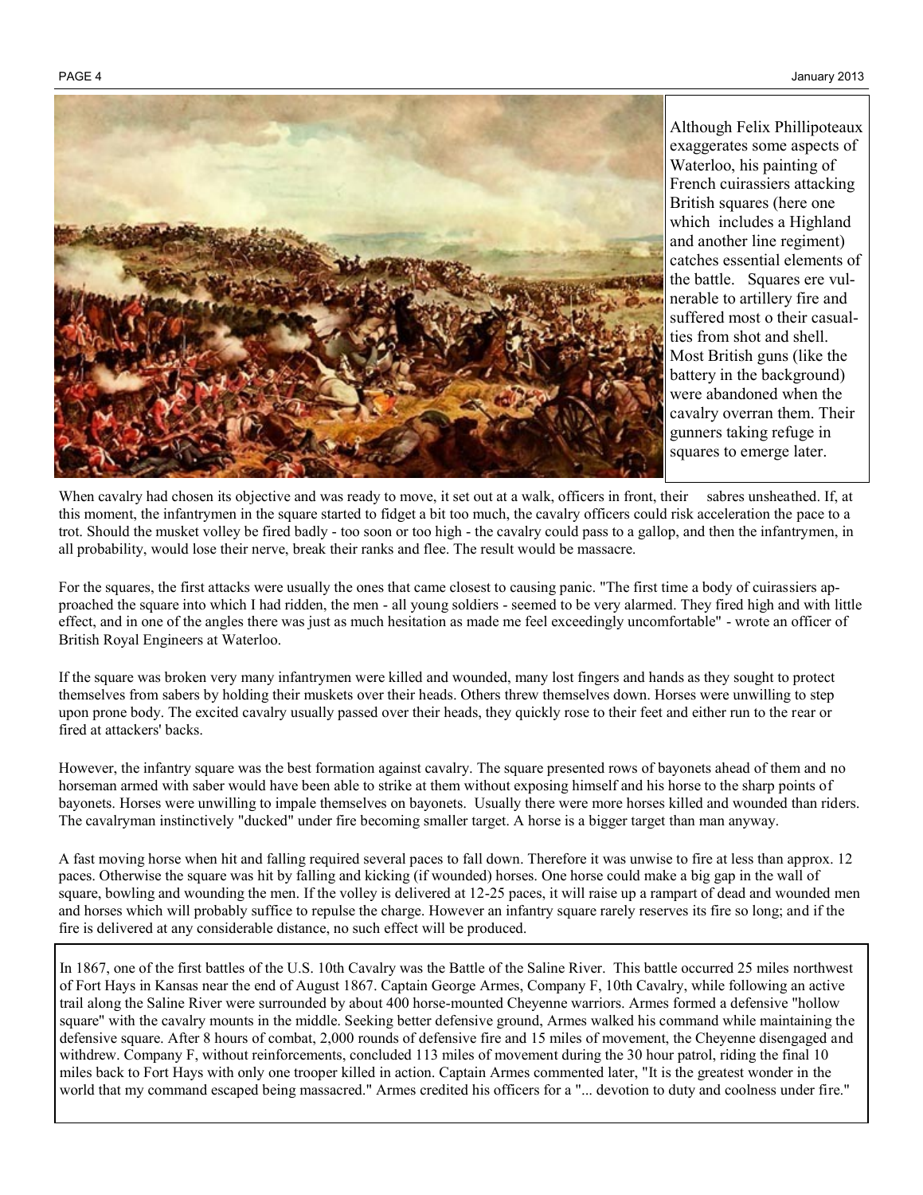Although Felix Phillipoteaux exaggerates some aspects of Waterloo, his painting of French cuirassiers attacking British squares (here one which includes a Highland and another line regiment) catches essential elements of the battle. Squares ere vulnerable to artillery fire and suffered most o their casualties from shot and shell. Most British guns (like the battery in the background) were abandoned when the cavalry overran them. Their gunners taking refuge in squares to emerge later.

When cavalry had chosen its objective and was ready to move, it set out at a walk, officers in front, their sabres unsheathed. If, at this moment, the infantrymen in the square started to fidget a bit too much, the cavalry officers could risk acceleration the pace to a trot. Should the musket volley be fired badly - too soon or too high - the cavalry could pass to a gallop, and then the infantrymen, in all probability, would lose their nerve, break their ranks and flee. The result would be massacre.

For the squares, the first attacks were usually the ones that came closest to causing panic. "The first time a body of cuirassiers approached the square into which I had ridden, the men - all young soldiers - seemed to be very alarmed. They fired high and with little effect, and in one of the angles there was just as much hesitation as made me feel exceedingly uncomfortable" - wrote an officer of British Royal Engineers at Waterloo.

If the square was broken very many infantrymen were killed and wounded, many lost fingers and hands as they sought to protect themselves from sabers by holding their muskets over their heads. Others threw themselves down. Horses were unwilling to step upon prone body. The excited cavalry usually passed over their heads, they quickly rose to their feet and either run to the rear or fired at attackers' backs.

However, the infantry square was the best formation against cavalry. The square presented rows of bayonets ahead of them and no horseman armed with saber would have been able to strike at them without exposing himself and his horse to the sharp points of bayonets. Horses were unwilling to impale themselves on bayonets. Usually there were more horses killed and wounded than riders. The cavalryman instinctively "ducked" under fire becoming smaller target. A horse is a bigger target than man anyway.

A fast moving horse when hit and falling required several paces to fall down. Therefore it was unwise to fire at less than approx. 12 paces. Otherwise the square was hit by falling and kicking (if wounded) horses. One horse could make a big gap in the wall of square, bowling and wounding the men. If the volley is delivered at 12-25 paces, it will raise up a rampart of dead and wounded men and horses which will probably suffice to repulse the charge. However an infantry square rarely reserves its fire so long; and if the fire is delivered at any considerable distance, no such effect will be produced.

In 1867, one of the first battles of the U.S. 10th Cavalry was the Battle of the Saline River. This battle occurred 25 miles northwest of Fort Hays in Kansas near the end of August 1867. Captain George Armes, Company F, 10th Cavalry, while following an active trail along the Saline River were surrounded by about 400 horse-mounted Cheyenne warriors. Armes formed a defensive "hollow square" with the cavalry mounts in the middle. Seeking better defensive ground, Armes walked his command while maintaining the defensive square. After 8 hours of combat, 2,000 rounds of defensive fire and 15 miles of movement, the Cheyenne disengaged and withdrew. Company F, without reinforcements, concluded 113 miles of movement during the 30 hour patrol, riding the final 10 miles back to Fort Hays with only one trooper killed in action. Captain Armes commented later, "It is the greatest wonder in the world that my command escaped being massacred." Armes credited his officers for a "... devotion to duty and coolness under fire."